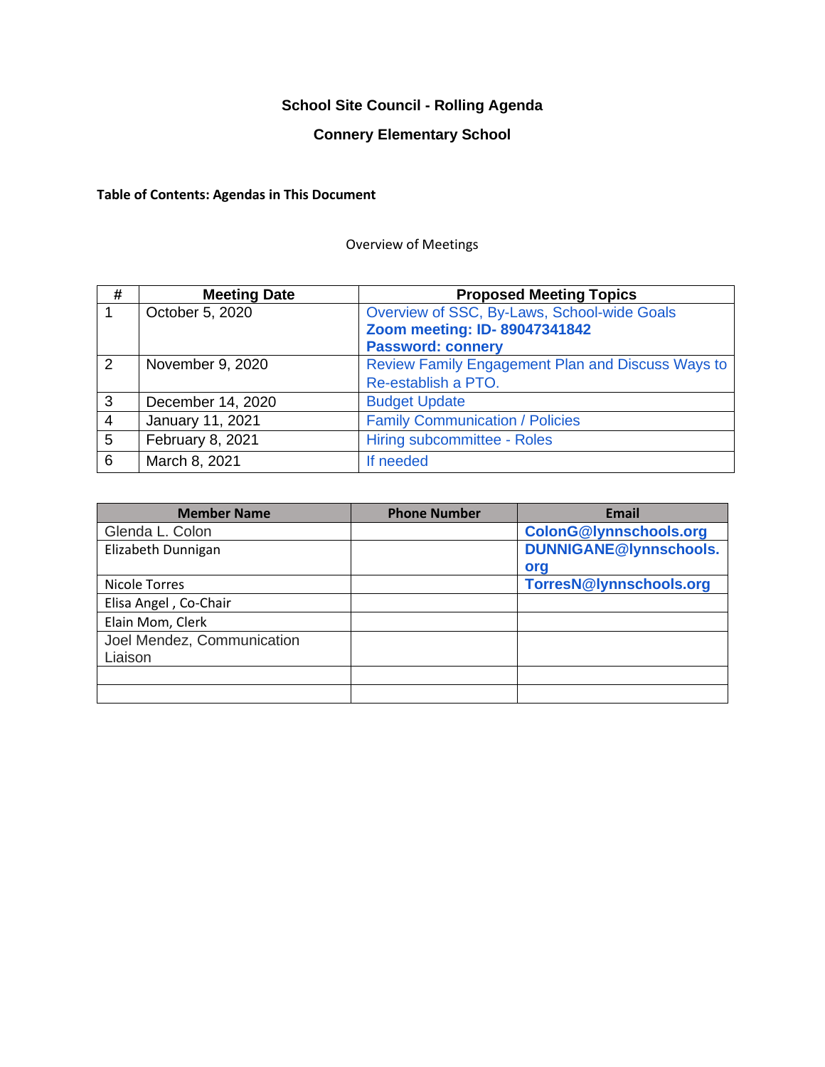# School Site Council - Rolling Agenda

## Connery Elementary School

**Table of Contents: Agendas in This Document**

Overview of Meetings

| # | Meeting Date | Proposed Meeting Topics |
|---|---|---|
| 1 | October 5, 2020 | Overview of SSC, By-Laws, School-wide Goals **Zoom meeting: ID- 89047341842 Password: connery** |
| 2 | November 9, 2020 | Review Family Engagement Plan and Discuss Ways to Re-establish a PTO. |
| 3 | December 14, 2020 | Budget Update |
| 4 | January 11, 2021 | Family Communication / Policies |
| 5 | February 8, 2021 | Hiring subcommittee - Roles |
| 6 | March 8, 2021 | If needed |

| Member Name | Phone Number | Email |
|---|---|---|
| Glenda L. Colon | | **ColonG@lynnschools.org** |
| Elizabeth Dunnigan | | **DUNNIGANE@lynnschools.org** |
| Nicole Torres | | **TorresN@lynnschools.org** |
| Elisa Angel , Co-Chair | | |
| Elain Mom, Clerk | | |
| Joel Mendez, Communication Liaison | | |
| | | |
| | | |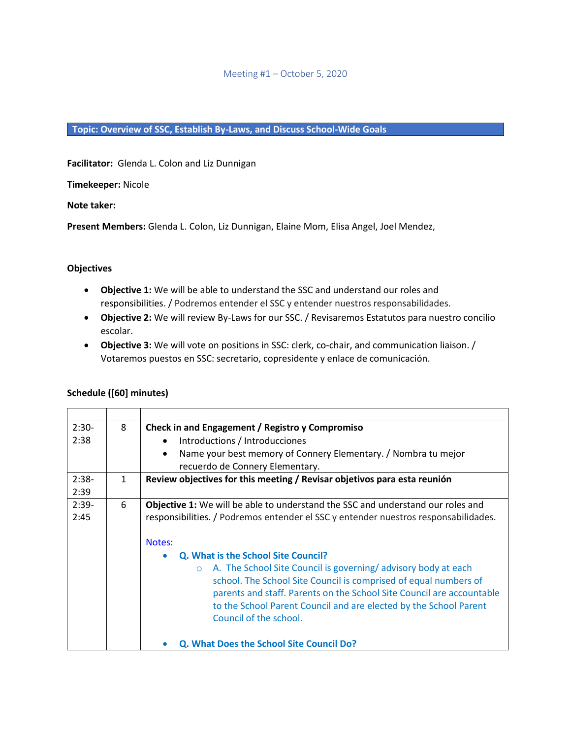Meeting #1 – October 5, 2020

## Topic: Overview of SSC, Establish By-Laws, and Discuss School-Wide Goals

**Facilitator:** Glenda L. Colon and Liz Dunnigan

**Timekeeper:** Nicole

**Note taker:**

**Present Members:** Glenda L. Colon, Liz Dunnigan, Elaine Mom, Elisa Angel, Joel Mendez,

**Objectives**

- **Objective 1:** We will be able to understand the SSC and understand our roles and responsibilities. / Podremos entender el SSC y entender nuestros responsabilidades.
- **Objective 2:** We will review By-Laws for our SSC. / Revisaremos Estatutos para nuestro concilio escolar.
- **Objective 3:** We will vote on positions in SSC: clerk, co-chair, and communication liaison. / Votaremos puestos en SSC: secretario, copresidente y enlace de comunicación.

**Schedule ([60] minutes)**

| | | |
|---|---|---|
| 2:30-2:38 | 8 | **Check in and Engagement / Registro y Compromiso**<br>• Introductions / Introducciones<br>• Name your best memory of Connery Elementary. / Nombra tu mejor recuerdo de Connery Elementary. |
| 2:38-2:39 | 1 | **Review objectives for this meeting / Revisar objetivos para esta reunión** |
| 2:39-2:45 | 6 | **Objective 1:** We will be able to understand the SSC and understand our roles and responsibilities. / Podremos entender el SSC y entender nuestros responsabilidades.<br><br>Notes:<br>• **Q. What is the School Site Council?**<br>&nbsp;&nbsp;&nbsp;&nbsp;○ A. The School Site Council is governing/ advisory body at each school. The School Site Council is comprised of equal numbers of parents and staff. Parents on the School Site Council are accountable to the School Parent Council and are elected by the School Parent Council of the school.<br><br>• **Q. What Does the School Site Council Do?** |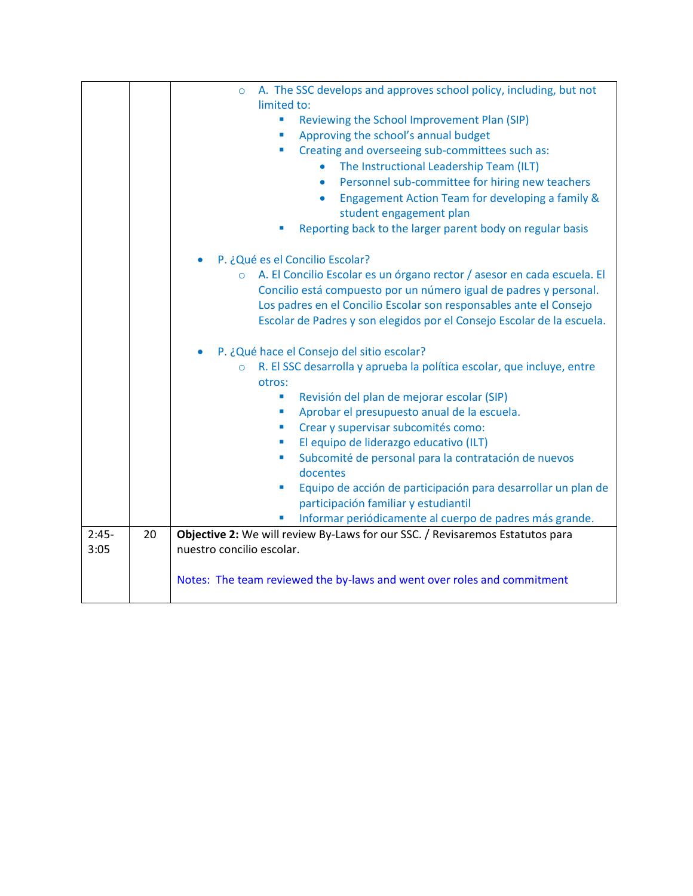| | | |
|---|---|---|
| | | ◦ A. The SSC develops and approves school policy, including, but not limited to:<br>▪ Reviewing the School Improvement Plan (SIP)<br>▪ Approving the school's annual budget<br>▪ Creating and overseeing sub-committees such as:<br>• The Instructional Leadership Team (ILT)<br>• Personnel sub-committee for hiring new teachers<br>• Engagement Action Team for developing a family & student engagement plan<br>▪ Reporting back to the larger parent body on regular basis<br><br>• P. ¿Qué es el Concilio Escolar?<br>◦ A. El Concilio Escolar es un órgano rector / asesor en cada escuela. El Concilio está compuesto por un número igual de padres y personal. Los padres en el Concilio Escolar son responsables ante el Consejo Escolar de Padres y son elegidos por el Consejo Escolar de la escuela.<br><br>• P. ¿Qué hace el Consejo del sitio escolar?<br>◦ R. El SSC desarrolla y aprueba la política escolar, que incluye, entre otros:<br>▪ Revisión del plan de mejorar escolar (SIP)<br>▪ Aprobar el presupuesto anual de la escuela.<br>▪ Crear y supervisar subcomités como:<br>▪ El equipo de liderazgo educativo (ILT)<br>▪ Subcomité de personal para la contratación de nuevos docentes<br>▪ Equipo de acción de participación para desarrollar un plan de participación familiar y estudiantil<br>▪ Informar periódicamente al cuerpo de padres más grande. |
| 2:45-3:05 | 20 | **Objective 2:** We will review By-Laws for our SSC. / Revisaremos Estatutos para nuestro concilio escolar.<br><br>Notes: The team reviewed the by-laws and went over roles and commitment |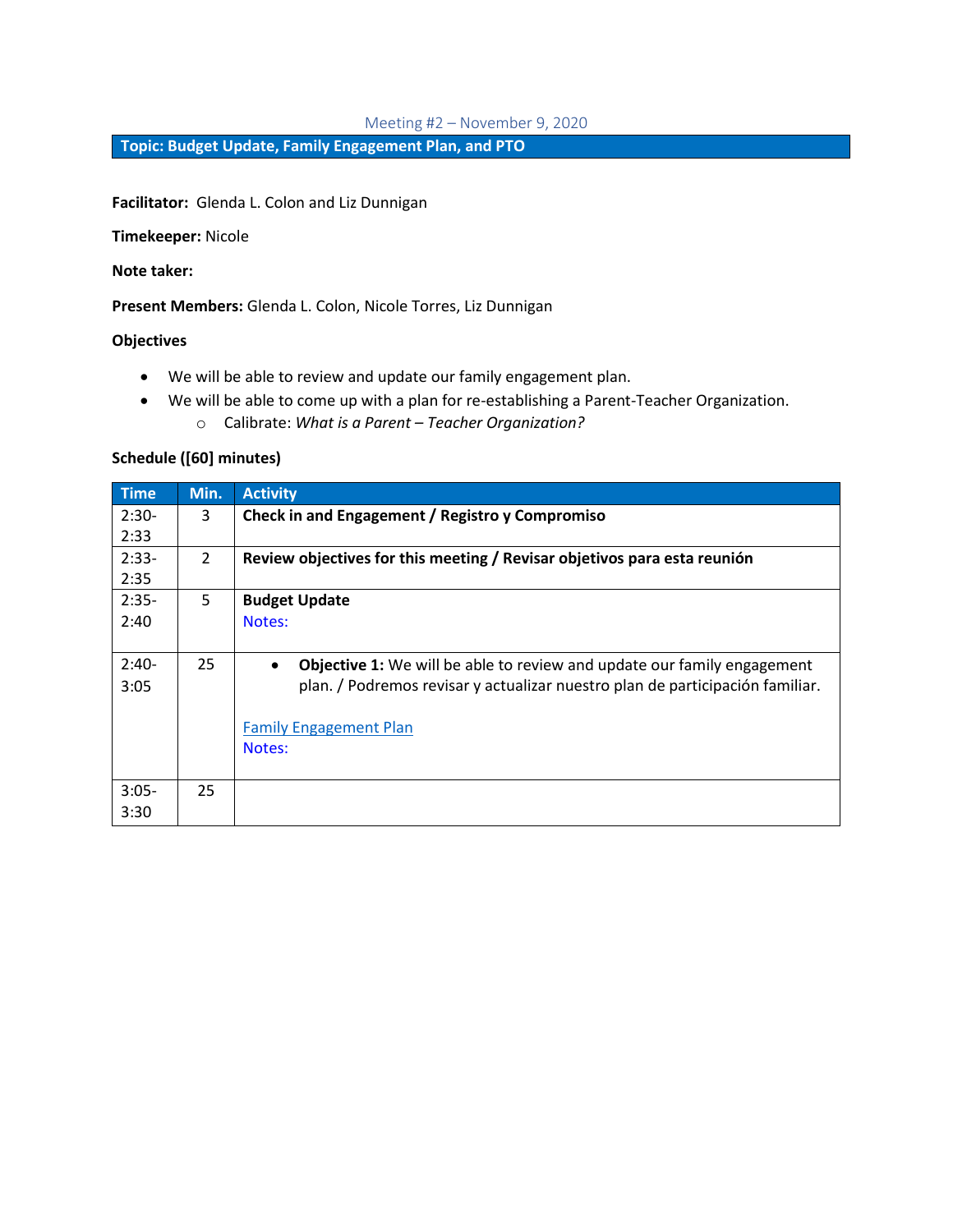Meeting #2 – November 9, 2020

## Topic: Budget Update, Family Engagement Plan, and PTO

**Facilitator:** Glenda L. Colon and Liz Dunnigan

**Timekeeper:** Nicole

**Note taker:**

**Present Members:** Glenda L. Colon, Nicole Torres, Liz Dunnigan

**Objectives**

- We will be able to review and update our family engagement plan.
- We will be able to come up with a plan for re-establishing a Parent-Teacher Organization.
    - Calibrate: *What is a Parent – Teacher Organization?*

**Schedule ([60] minutes)**

| Time | Min. | Activity |
|---|---|---|
| 2:30-2:33 | 3 | **Check in and Engagement / Registro y Compromiso** |
| 2:33-2:35 | 2 | **Review objectives for this meeting / Revisar objetivos para esta reunión** |
| 2:35-2:40 | 5 | **Budget Update**<br>Notes: |
| 2:40-3:05 | 25 | • **Objective 1:** We will be able to review and update our family engagement plan. / Podremos revisar y actualizar nuestro plan de participación familiar.<br><br>Family Engagement Plan<br>Notes: |
| 3:05-3:30 | 25 | |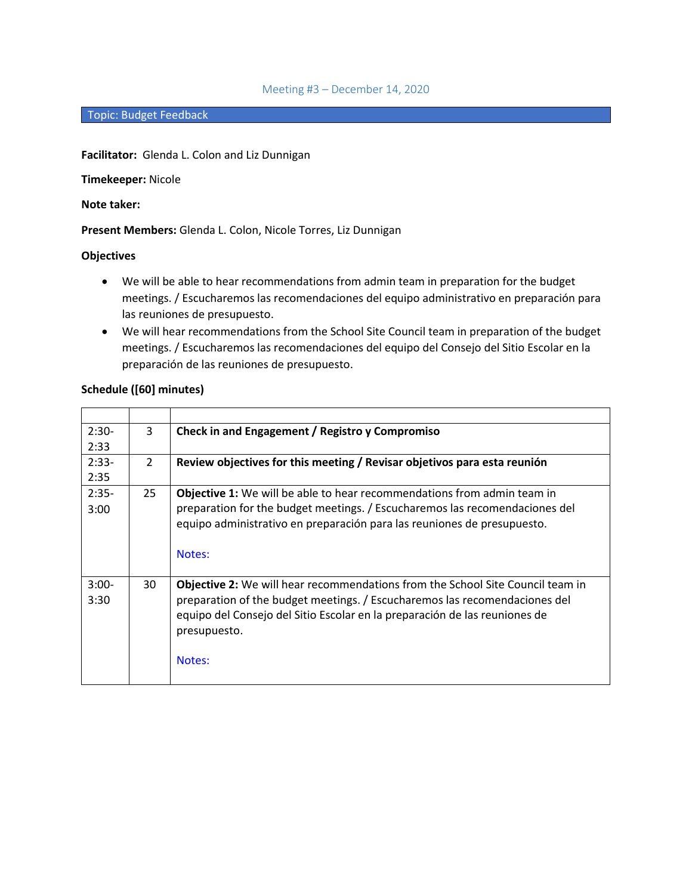## Meeting #3 – December 14, 2020

### Topic: Budget Feedback

**Facilitator:** Glenda L. Colon and Liz Dunnigan

**Timekeeper:** Nicole

**Note taker:**

**Present Members:** Glenda L. Colon, Nicole Torres, Liz Dunnigan

**Objectives**

- We will be able to hear recommendations from admin team in preparation for the budget meetings. / Escucharemos las recomendaciones del equipo administrativo en preparación para las reuniones de presupuesto.
- We will hear recommendations from the School Site Council team in preparation of the budget meetings. / Escucharemos las recomendaciones del equipo del Consejo del Sitio Escolar en la preparación de las reuniones de presupuesto.

**Schedule ([60] minutes)**

| | | |
|---|---|---|
| 2:30-2:33 | 3 | **Check in and Engagement / Registro y Compromiso** |
| 2:33-2:35 | 2 | **Review objectives for this meeting / Revisar objetivos para esta reunión** |
| 2:35-3:00 | 25 | **Objective 1:** We will be able to hear recommendations from admin team in preparation for the budget meetings. / Escucharemos las recomendaciones del equipo administrativo en preparación para las reuniones de presupuesto.<br><br>Notes: |
| 3:00-3:30 | 30 | **Objective 2:** We will hear recommendations from the School Site Council team in preparation of the budget meetings. / Escucharemos las recomendaciones del equipo del Consejo del Sitio Escolar en la preparación de las reuniones de presupuesto.<br><br>Notes: |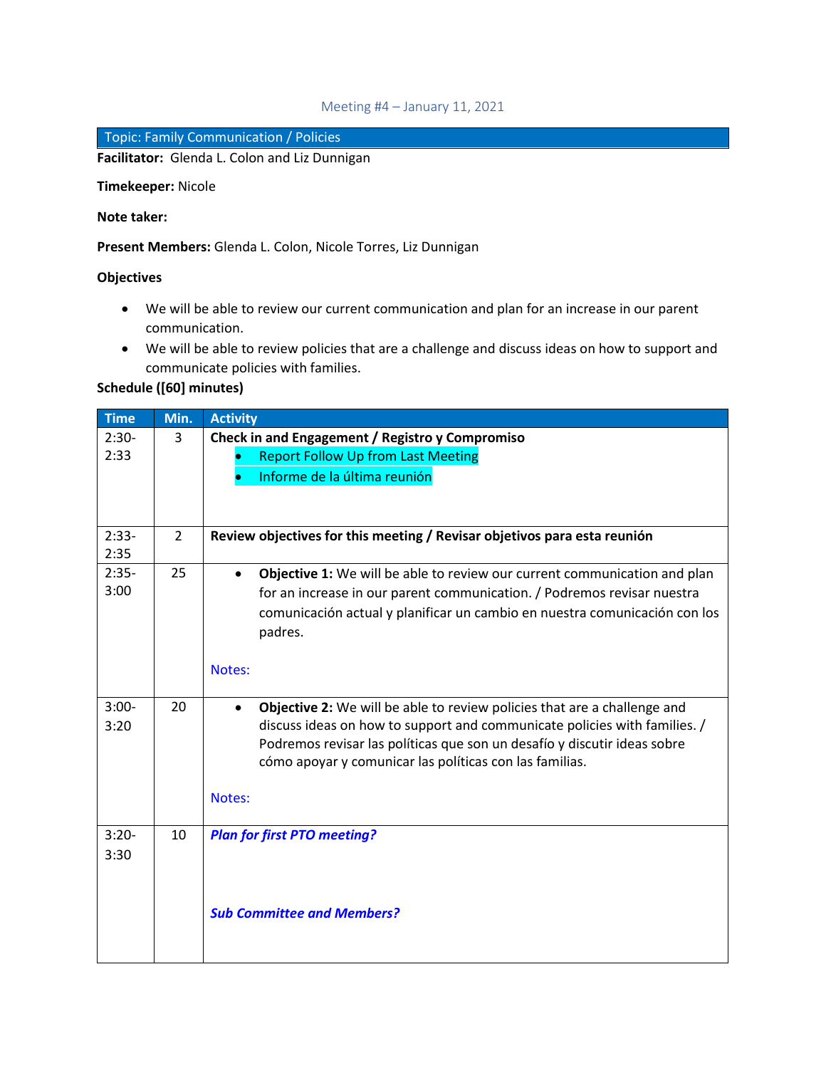Meeting #4 – January 11, 2021

## Topic: Family Communication / Policies

**Facilitator:** Glenda L. Colon and Liz Dunnigan

**Timekeeper:** Nicole

**Note taker:**

**Present Members:** Glenda L. Colon, Nicole Torres, Liz Dunnigan

**Objectives**

- We will be able to review our current communication and plan for an increase in our parent communication.
- We will be able to review policies that are a challenge and discuss ideas on how to support and communicate policies with families.

**Schedule ([60] minutes)**

| Time | Min. | Activity |
|---|---|---|
| 2:30-2:33 | 3 | **Check in and Engagement / Registro y Compromiso**<br>• Report Follow Up from Last Meeting<br>• Informe de la última reunión |
| 2:33-2:35 | 2 | **Review objectives for this meeting / Revisar objetivos para esta reunión** |
| 2:35-3:00 | 25 | • **Objective 1:** We will be able to review our current communication and plan for an increase in our parent communication. / Podremos revisar nuestra comunicación actual y planificar un cambio en nuestra comunicación con los padres.<br><br>Notes: |
| 3:00-3:20 | 20 | • **Objective 2:** We will be able to review policies that are a challenge and discuss ideas on how to support and communicate policies with families. / Podremos revisar las políticas que son un desafío y discutir ideas sobre cómo apoyar y comunicar las políticas con las familias.<br><br>Notes: |
| 3:20-3:30 | 10 | ***Plan for first PTO meeting?***<br><br>***Sub Committee and Members?*** |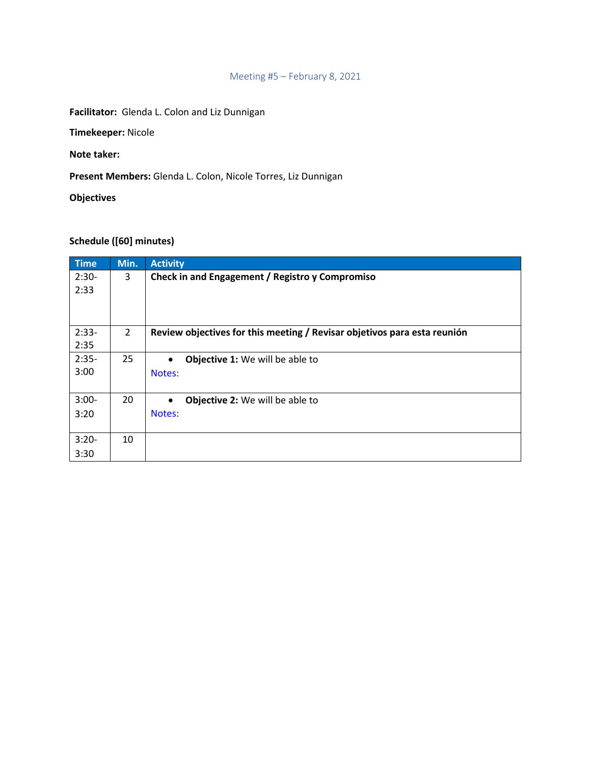Meeting #5 – February 8, 2021

**Facilitator:** Glenda L. Colon and Liz Dunnigan

**Timekeeper:** Nicole

**Note taker:**

**Present Members:** Glenda L. Colon, Nicole Torres, Liz Dunnigan

**Objectives**

**Schedule ([60] minutes)**

| Time | Min. | Activity |
|---|---|---|
| 2:30-2:33 | 3 | **Check in and Engagement / Registro y Compromiso** |
| 2:33-2:35 | 2 | **Review objectives for this meeting / Revisar objetivos para esta reunión** |
| 2:35-3:00 | 25 | • **Objective 1:** We will be able to<br>Notes: |
| 3:00-3:20 | 20 | • **Objective 2:** We will be able to<br>Notes: |
| 3:20-3:30 | 10 | |